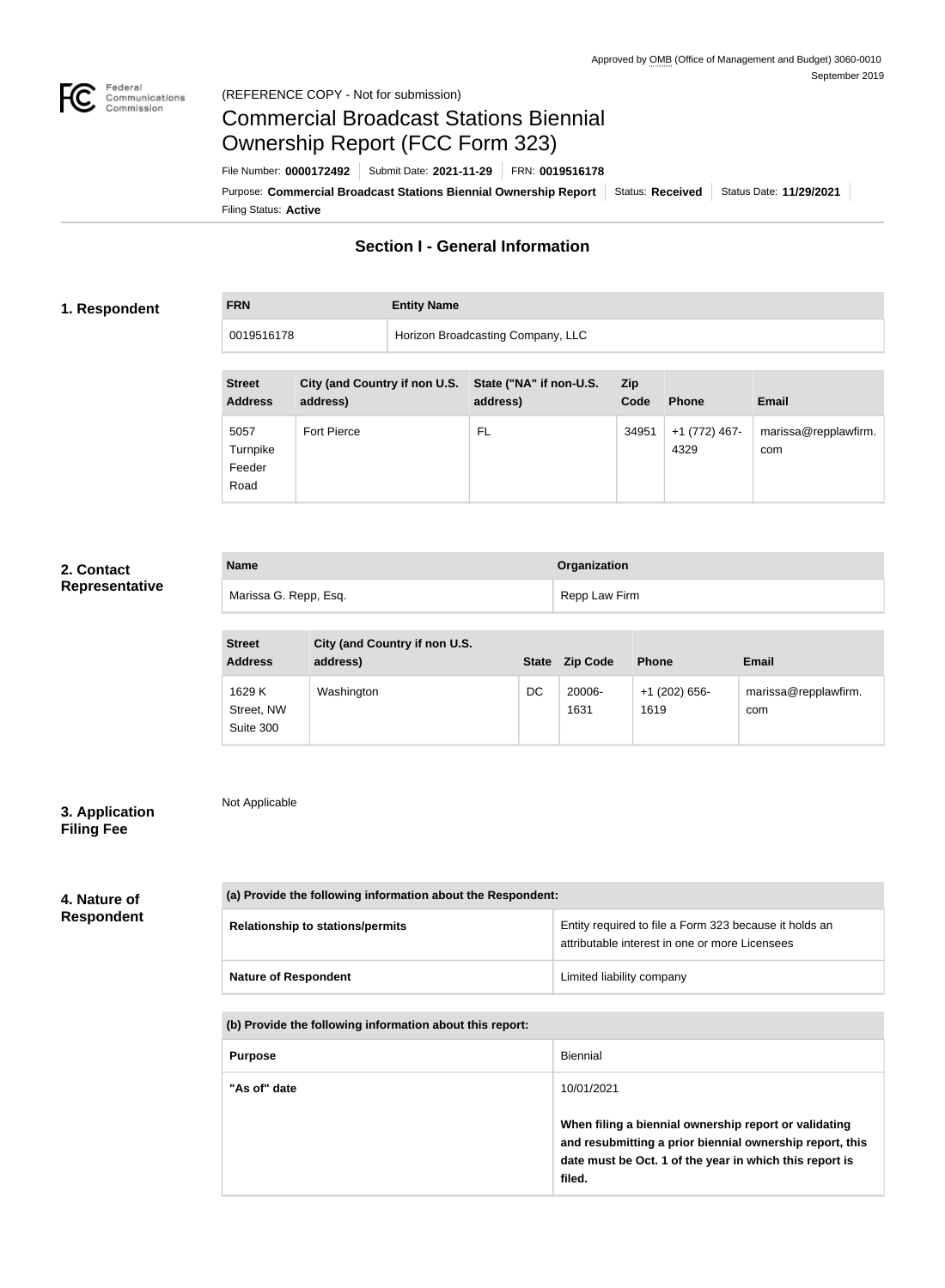Approved by OMB (Office of Management and Budget) 3060-0010
September 2019

(REFERENCE COPY - Not for submission)

# Commercial Broadcast Stations Biennial Ownership Report (FCC Form 323)

File Number: **0000172492** | Submit Date: **2021-11-29** | FRN: **0019516178**

Purpose: **Commercial Broadcast Stations Biennial Ownership Report** | Status: **Received** | Status Date: **11/29/2021**

Filing Status: **Active**

## Section I - General Information

### 1. Respondent

| FRN | Entity Name |
| --- | --- |
| 0019516178 | Horizon Broadcasting Company, LLC |

| Street Address | City (and Country if non U.S. address) | State ("NA" if non-U.S. address) | Zip Code | Phone | Email |
| --- | --- | --- | --- | --- | --- |
| 5057 Turnpike Feeder Road | Fort Pierce | FL | 34951 | +1 (772) 467-4329 | marissa@repplawfirm.com |

### 2. Contact Representative

| Name | Organization |
| --- | --- |
| Marissa G. Repp, Esq. | Repp Law Firm |

| Street Address | City (and Country if non U.S. address) | State | Zip Code | Phone | Email |
| --- | --- | --- | --- | --- | --- |
| 1629 K Street, NW Suite 300 | Washington | DC | 20006-1631 | +1 (202) 656-1619 | marissa@repplawfirm.com |

### 3. Application Filing Fee

Not Applicable

### 4. Nature of Respondent

| (a) Provide the following information about the Respondent: | |
| --- | --- |
| Relationship to stations/permits | Entity required to file a Form 323 because it holds an attributable interest in one or more Licensees |
| Nature of Respondent | Limited liability company |

| (b) Provide the following information about this report: | |
| --- | --- |
| Purpose | Biennial |
| "As of" date | 10/01/2021<br>**When filing a biennial ownership report or validating and resubmitting a prior biennial ownership report, this date must be Oct. 1 of the year in which this report is filed.** |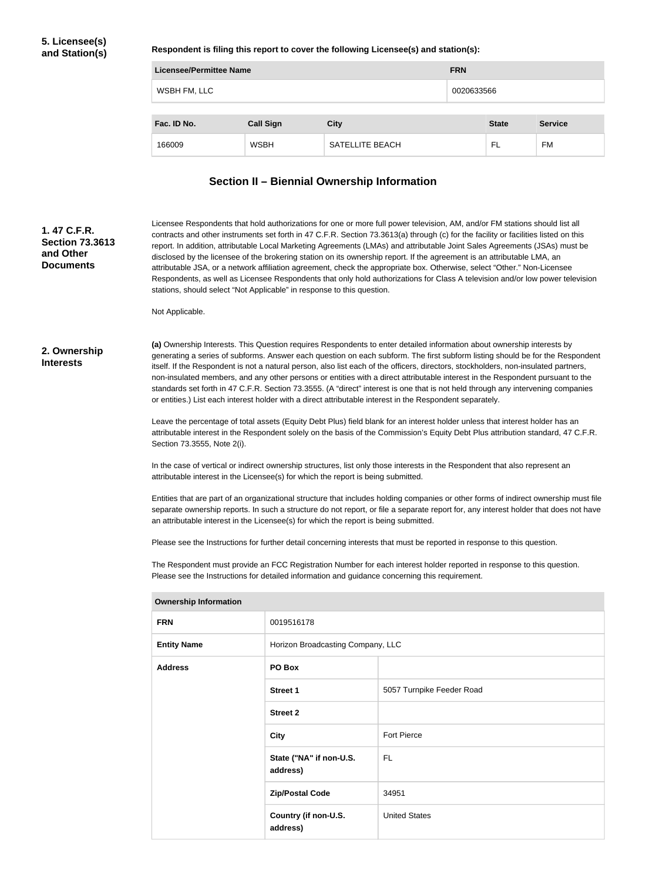**5. Licensee(s) and Station(s)**

**Respondent is filing this report to cover the following Licensee(s) and station(s):**

| Licensee/Permittee Name | FRN |
| --- | --- |
| WSBH FM, LLC | 0020633566 |

| Fac. ID No. | Call Sign | City | State | Service |
| --- | --- | --- | --- | --- |
| 166009 | WSBH | SATELLITE BEACH | FL | FM |

## Section II – Biennial Ownership Information

**1. 47 C.F.R. Section 73.3613 and Other Documents**

Licensee Respondents that hold authorizations for one or more full power television, AM, and/or FM stations should list all contracts and other instruments set forth in 47 C.F.R. Section 73.3613(a) through (c) for the facility or facilities listed on this report. In addition, attributable Local Marketing Agreements (LMAs) and attributable Joint Sales Agreements (JSAs) must be disclosed by the licensee of the brokering station on its ownership report. If the agreement is an attributable LMA, an attributable JSA, or a network affiliation agreement, check the appropriate box. Otherwise, select "Other." Non-Licensee Respondents, as well as Licensee Respondents that only hold authorizations for Class A television and/or low power television stations, should select "Not Applicable" in response to this question.

Not Applicable.

**2. Ownership Interests**

**(a)** Ownership Interests. This Question requires Respondents to enter detailed information about ownership interests by generating a series of subforms. Answer each question on each subform. The first subform listing should be for the Respondent itself. If the Respondent is not a natural person, also list each of the officers, directors, stockholders, non-insulated partners, non-insulated members, and any other persons or entities with a direct attributable interest in the Respondent pursuant to the standards set forth in 47 C.F.R. Section 73.3555. (A "direct" interest is one that is not held through any intervening companies or entities.) List each interest holder with a direct attributable interest in the Respondent separately.

Leave the percentage of total assets (Equity Debt Plus) field blank for an interest holder unless that interest holder has an attributable interest in the Respondent solely on the basis of the Commission's Equity Debt Plus attribution standard, 47 C.F.R. Section 73.3555, Note 2(i).

In the case of vertical or indirect ownership structures, list only those interests in the Respondent that also represent an attributable interest in the Licensee(s) for which the report is being submitted.

Entities that are part of an organizational structure that includes holding companies or other forms of indirect ownership must file separate ownership reports. In such a structure do not report, or file a separate report for, any interest holder that does not have an attributable interest in the Licensee(s) for which the report is being submitted.

Please see the Instructions for further detail concerning interests that must be reported in response to this question.

The Respondent must provide an FCC Registration Number for each interest holder reported in response to this question. Please see the Instructions for detailed information and guidance concerning this requirement.

| Ownership Information | | |
| --- | --- | --- |
| **FRN** | 0019516178 | |
| **Entity Name** | Horizon Broadcasting Company, LLC | |
| **Address** | **PO Box** | |
| | **Street 1** | 5057 Turnpike Feeder Road |
| | **Street 2** | |
| | **City** | Fort Pierce |
| | **State ("NA" if non-U.S. address)** | FL |
| | **Zip/Postal Code** | 34951 |
| | **Country (if non-U.S. address)** | United States |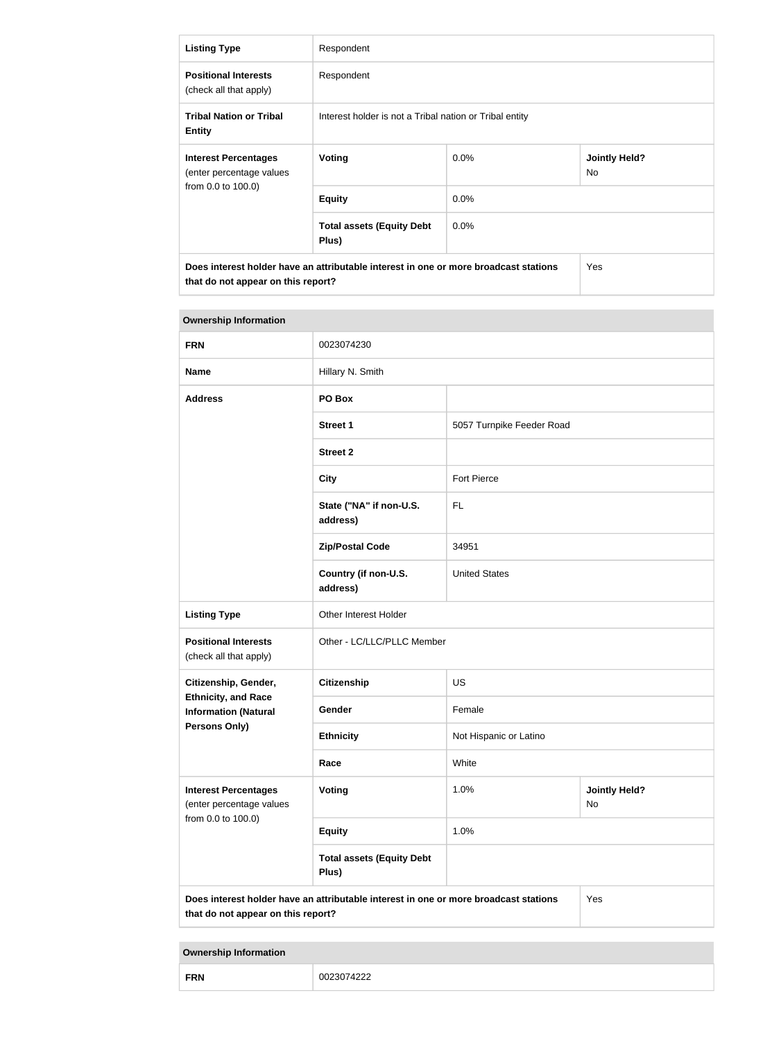| Listing Type | Respondent | | |
|---|---|---|---|
| **Positional Interests** (check all that apply) | Respondent | | |
| **Tribal Nation or Tribal Entity** | Interest holder is not a Tribal nation or Tribal entity | | |
| **Interest Percentages** (enter percentage values from 0.0 to 100.0) | **Voting** | 0.0% | **Jointly Held?** No |
| | **Equity** | 0.0% | |
| | **Total assets (Equity Debt Plus)** | 0.0% | |
| **Does interest holder have an attributable interest in one or more broadcast stations that do not appear on this report?** | | | Yes |

| Ownership Information | | | |
|---|---|---|---|
| **FRN** | 0023074230 | | |
| **Name** | Hillary N. Smith | | |
| **Address** | **PO Box** | | |
| | **Street 1** | 5057 Turnpike Feeder Road | |
| | **Street 2** | | |
| | **City** | Fort Pierce | |
| | **State ("NA" if non-U.S. address)** | FL | |
| | **Zip/Postal Code** | 34951 | |
| | **Country (if non-U.S. address)** | United States | |
| **Listing Type** | Other Interest Holder | | |
| **Positional Interests** (check all that apply) | Other - LC/LLC/PLLC Member | | |
| **Citizenship, Gender, Ethnicity, and Race Information (Natural Persons Only)** | **Citizenship** | US | |
| | **Gender** | Female | |
| | **Ethnicity** | Not Hispanic or Latino | |
| | **Race** | White | |
| **Interest Percentages** (enter percentage values from 0.0 to 100.0) | **Voting** | 1.0% | **Jointly Held?** No |
| | **Equity** | 1.0% | |
| | **Total assets (Equity Debt Plus)** | | |
| **Does interest holder have an attributable interest in one or more broadcast stations that do not appear on this report?** | | | Yes |

| Ownership Information | |
|---|---|
| **FRN** | 0023074222 |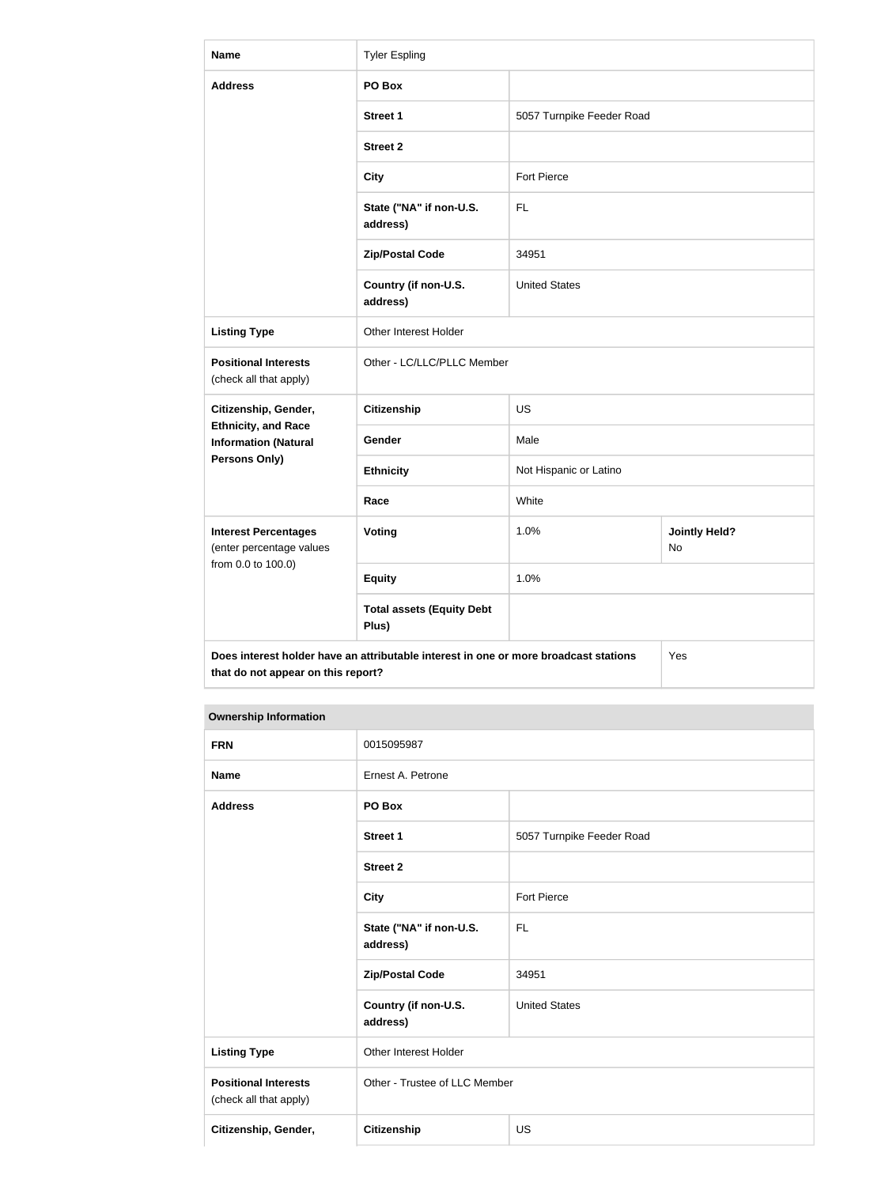| Name | Tyler Espling | | |
|---|---|---|---|
| Address | PO Box | | |
| | Street 1 | 5057 Turnpike Feeder Road | |
| | Street 2 | | |
| | City | Fort Pierce | |
| | State ("NA" if non-U.S. address) | FL | |
| | Zip/Postal Code | 34951 | |
| | Country (if non-U.S. address) | United States | |
| Listing Type | Other Interest Holder | | |
| Positional Interests (check all that apply) | Other - LC/LLC/PLLC Member | | |
| Citizenship, Gender, Ethnicity, and Race Information (Natural Persons Only) | Citizenship | US | |
| | Gender | Male | |
| | Ethnicity | Not Hispanic or Latino | |
| | Race | White | |
| Interest Percentages (enter percentage values from 0.0 to 100.0) | Voting | 1.0% | Jointly Held? No |
| | Equity | 1.0% | |
| | Total assets (Equity Debt Plus) | | |
| Does interest holder have an attributable interest in one or more broadcast stations that do not appear on this report? | | | Yes |

**Ownership Information**

| FRN | 0015095987 | |
|---|---|---|
| Name | Ernest A. Petrone | |
| Address | PO Box | |
| | Street 1 | 5057 Turnpike Feeder Road |
| | Street 2 | |
| | City | Fort Pierce |
| | State ("NA" if non-U.S. address) | FL |
| | Zip/Postal Code | 34951 |
| | Country (if non-U.S. address) | United States |
| Listing Type | Other Interest Holder | |
| Positional Interests (check all that apply) | Other - Trustee of LLC Member | |
| Citizenship, Gender, | Citizenship | US |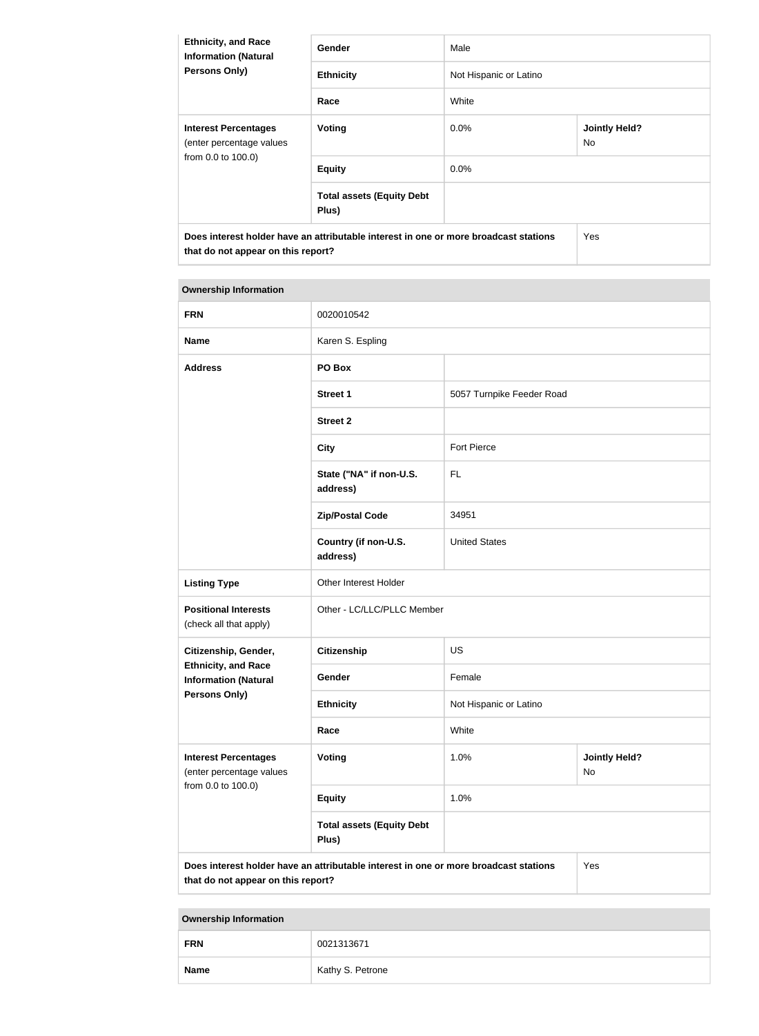| Ethnicity, and Race Information (Natural Persons Only) | Gender | Male | |
|---|---|---|---|
| | Ethnicity | Not Hispanic or Latino | |
| | Race | White | |
| Interest Percentages (enter percentage values from 0.0 to 100.0) | Voting | 0.0% | Jointly Held? No |
| | Equity | 0.0% | |
| | Total assets (Equity Debt Plus) | | |
| Does interest holder have an attributable interest in one or more broadcast stations that do not appear on this report? | | | Yes |

| Ownership Information | | | |
|---|---|---|---|
| FRN | 0020010542 | | |
| Name | Karen S. Espling | | |
| Address | PO Box | | |
| | Street 1 | 5057 Turnpike Feeder Road | |
| | Street 2 | | |
| | City | Fort Pierce | |
| | State ("NA" if non-U.S. address) | FL | |
| | Zip/Postal Code | 34951 | |
| | Country (if non-U.S. address) | United States | |
| Listing Type | Other Interest Holder | | |
| Positional Interests (check all that apply) | Other - LC/LLC/PLLC Member | | |
| Citizenship, Gender, Ethnicity, and Race Information (Natural Persons Only) | Citizenship | US | |
| | Gender | Female | |
| | Ethnicity | Not Hispanic or Latino | |
| | Race | White | |
| Interest Percentages (enter percentage values from 0.0 to 100.0) | Voting | 1.0% | Jointly Held? No |
| | Equity | 1.0% | |
| | Total assets (Equity Debt Plus) | | |
| Does interest holder have an attributable interest in one or more broadcast stations that do not appear on this report? | | | Yes |

| Ownership Information | |
|---|---|
| FRN | 0021313671 |
| Name | Kathy S. Petrone |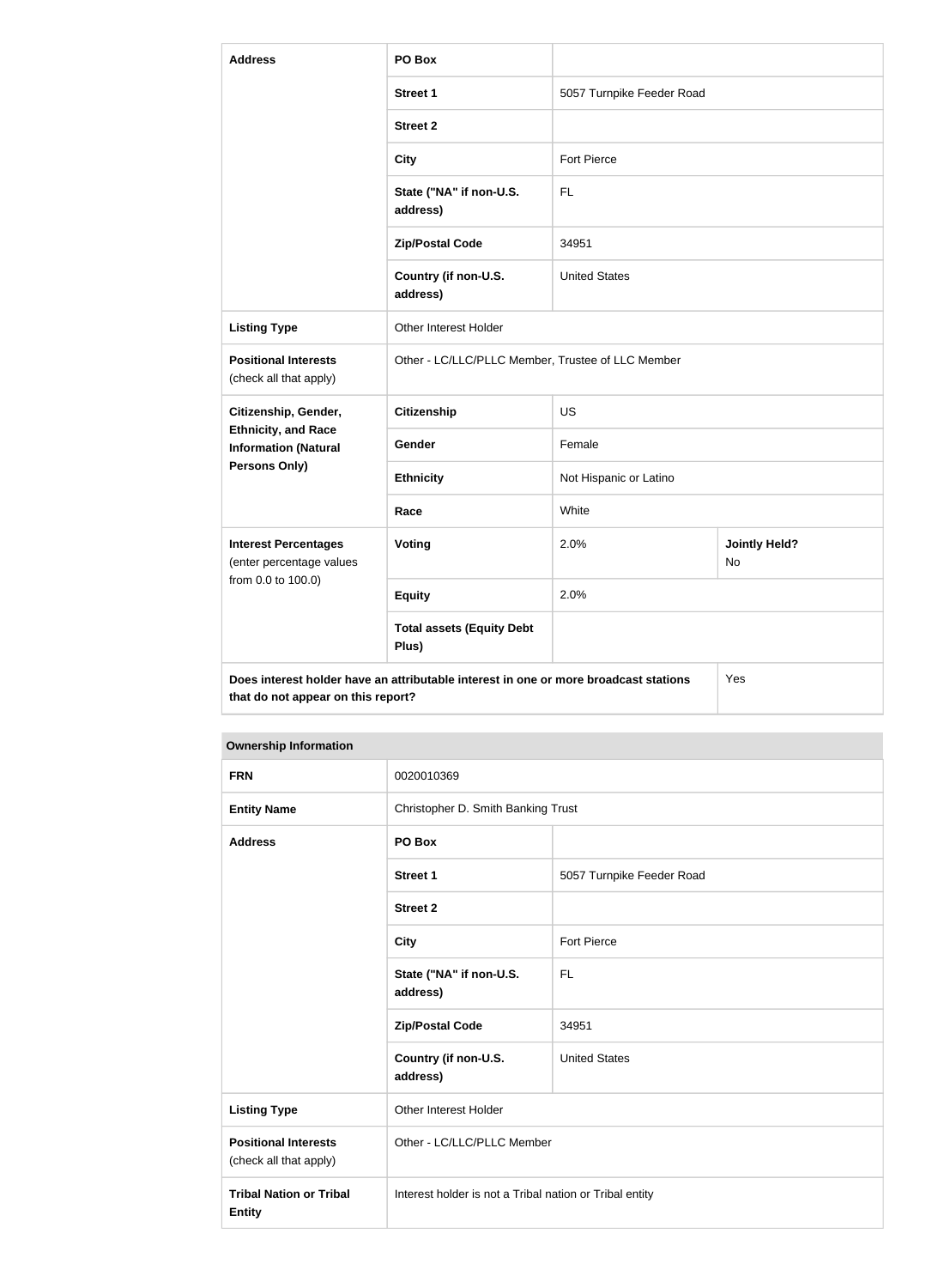| Address | PO Box | | |
|---|---|---|---|
| | Street 1 | 5057 Turnpike Feeder Road | |
| | Street 2 | | |
| | City | Fort Pierce | |
| | State ("NA" if non-U.S. address) | FL | |
| | Zip/Postal Code | 34951 | |
| | Country (if non-U.S. address) | United States | |
| Listing Type | Other Interest Holder | | |
| Positional Interests (check all that apply) | Other - LC/LLC/PLLC Member, Trustee of LLC Member | | |
| Citizenship, Gender, Ethnicity, and Race Information (Natural Persons Only) | Citizenship | US | |
| | Gender | Female | |
| | Ethnicity | Not Hispanic or Latino | |
| | Race | White | |
| Interest Percentages (enter percentage values from 0.0 to 100.0) | Voting | 2.0% | Jointly Held? No |
| | Equity | 2.0% | |
| | Total assets (Equity Debt Plus) | | |
| Does interest holder have an attributable interest in one or more broadcast stations that do not appear on this report? | | | Yes |

| Ownership Information | | |
|---|---|---|
| FRN | 0020010369 | |
| Entity Name | Christopher D. Smith Banking Trust | |
| Address | PO Box | |
| | Street 1 | 5057 Turnpike Feeder Road |
| | Street 2 | |
| | City | Fort Pierce |
| | State ("NA" if non-U.S. address) | FL |
| | Zip/Postal Code | 34951 |
| | Country (if non-U.S. address) | United States |
| Listing Type | Other Interest Holder | |
| Positional Interests (check all that apply) | Other - LC/LLC/PLLC Member | |
| Tribal Nation or Tribal Entity | Interest holder is not a Tribal nation or Tribal entity | |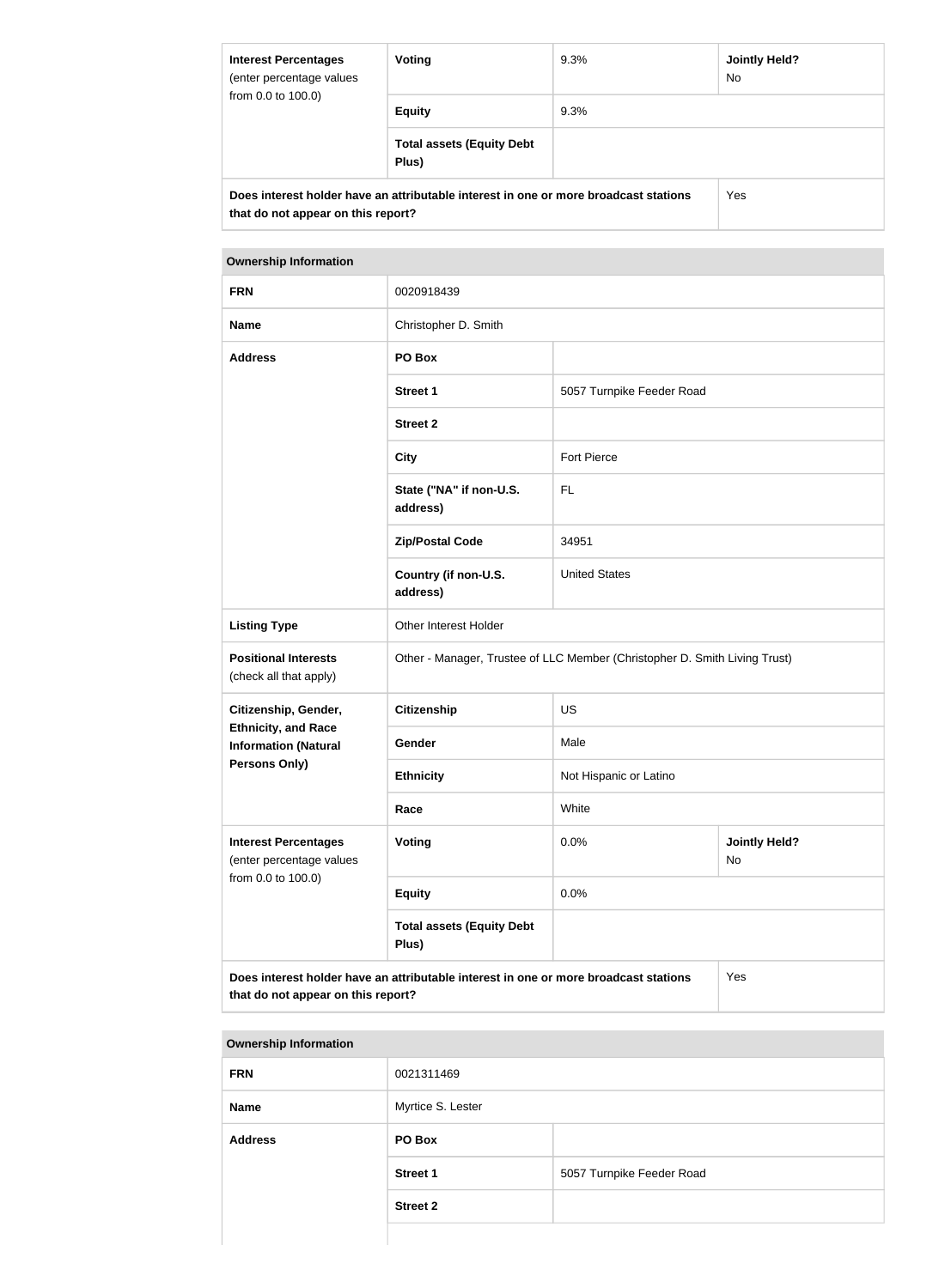| Interest Percentages (enter percentage values from 0.0 to 100.0) | Voting | 9.3% | Jointly Held? No |
|---|---|---|---|
| | Equity | 9.3% | |
| | Total assets (Equity Debt Plus) | | |
| Does interest holder have an attributable interest in one or more broadcast stations that do not appear on this report? | | | Yes |

| Ownership Information | | | |
|---|---|---|---|
| FRN | 0020918439 | | |
| Name | Christopher D. Smith | | |
| Address | PO Box | | |
| | Street 1 | 5057 Turnpike Feeder Road | |
| | Street 2 | | |
| | City | Fort Pierce | |
| | State ("NA" if non-U.S. address) | FL | |
| | Zip/Postal Code | 34951 | |
| | Country (if non-U.S. address) | United States | |
| Listing Type | Other Interest Holder | | |
| Positional Interests (check all that apply) | Other - Manager, Trustee of LLC Member (Christopher D. Smith Living Trust) | | |
| Citizenship, Gender, Ethnicity, and Race Information (Natural Persons Only) | Citizenship | US | |
| | Gender | Male | |
| | Ethnicity | Not Hispanic or Latino | |
| | Race | White | |
| Interest Percentages (enter percentage values from 0.0 to 100.0) | Voting | 0.0% | Jointly Held? No |
| | Equity | 0.0% | |
| | Total assets (Equity Debt Plus) | | |
| Does interest holder have an attributable interest in one or more broadcast stations that do not appear on this report? | | | Yes |

| Ownership Information | | |
|---|---|---|
| FRN | 0021311469 | |
| Name | Myrtice S. Lester | |
| Address | PO Box | |
| | Street 1 | 5057 Turnpike Feeder Road |
| | Street 2 | |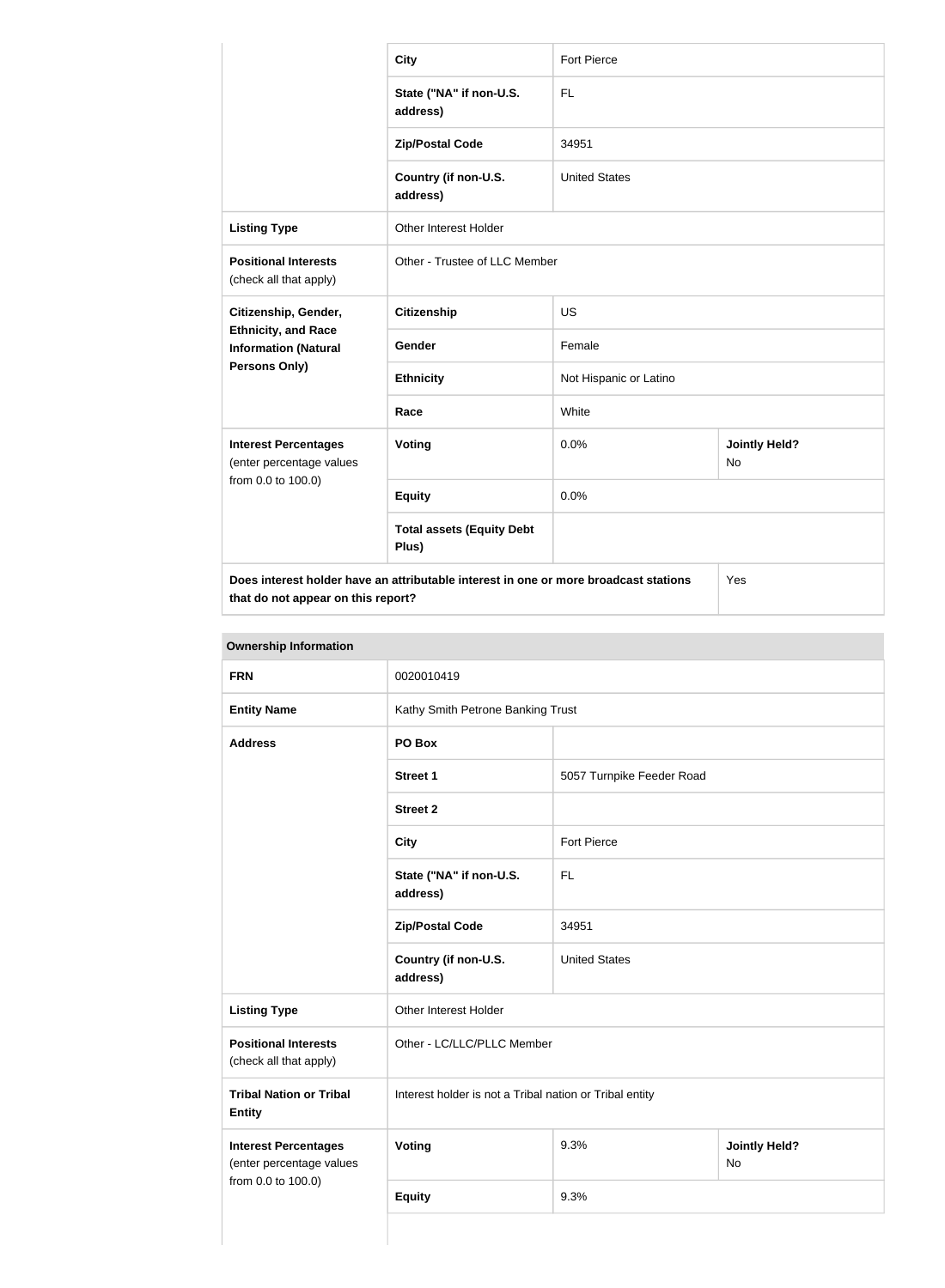| | | | |
|---|---|---|---|
| | **City** | Fort Pierce | |
| | **State ("NA" if non-U.S. address)** | FL | |
| | **Zip/Postal Code** | 34951 | |
| | **Country (if non-U.S. address)** | United States | |
| **Listing Type** | Other Interest Holder | | |
| **Positional Interests** (check all that apply) | Other - Trustee of LLC Member | | |
| **Citizenship, Gender, Ethnicity, and Race Information (Natural Persons Only)** | **Citizenship** | US | |
| | **Gender** | Female | |
| | **Ethnicity** | Not Hispanic or Latino | |
| | **Race** | White | |
| **Interest Percentages** (enter percentage values from 0.0 to 100.0) | **Voting** | 0.0% | **Jointly Held?** No |
| | **Equity** | 0.0% | |
| | **Total assets (Equity Debt Plus)** | | |
| **Does interest holder have an attributable interest in one or more broadcast stations that do not appear on this report?** | | | Yes |

| **Ownership Information** | | | |
|---|---|---|---|
| **FRN** | 0020010419 | | |
| **Entity Name** | Kathy Smith Petrone Banking Trust | | |
| **Address** | **PO Box** | | |
| | **Street 1** | 5057 Turnpike Feeder Road | |
| | **Street 2** | | |
| | **City** | Fort Pierce | |
| | **State ("NA" if non-U.S. address)** | FL | |
| | **Zip/Postal Code** | 34951 | |
| | **Country (if non-U.S. address)** | United States | |
| **Listing Type** | Other Interest Holder | | |
| **Positional Interests** (check all that apply) | Other - LC/LLC/PLLC Member | | |
| **Tribal Nation or Tribal Entity** | Interest holder is not a Tribal nation or Tribal entity | | |
| **Interest Percentages** (enter percentage values from 0.0 to 100.0) | **Voting** | 9.3% | **Jointly Held?** No |
| | **Equity** | 9.3% | |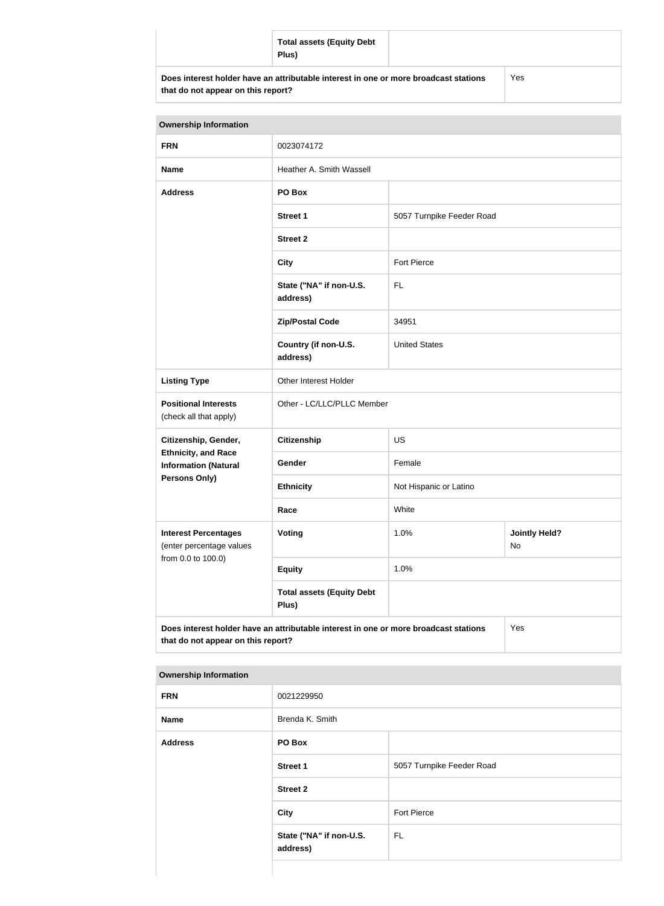| | Total assets (Equity Debt Plus) | |
|---|---|---|
| **Does interest holder have an attributable interest in one or more broadcast stations that do not appear on this report?** | | Yes |

| Ownership Information | | | |
|---|---|---|---|
| **FRN** | 0023074172 | | |
| **Name** | Heather A. Smith Wassell | | |
| **Address** | **PO Box** | | |
| | **Street 1** | 5057 Turnpike Feeder Road | |
| | **Street 2** | | |
| | **City** | Fort Pierce | |
| | **State ("NA" if non-U.S. address)** | FL | |
| | **Zip/Postal Code** | 34951 | |
| | **Country (if non-U.S. address)** | United States | |
| **Listing Type** | Other Interest Holder | | |
| **Positional Interests** (check all that apply) | Other - LC/LLC/PLLC Member | | |
| **Citizenship, Gender, Ethnicity, and Race Information (Natural Persons Only)** | **Citizenship** | US | |
| | **Gender** | Female | |
| | **Ethnicity** | Not Hispanic or Latino | |
| | **Race** | White | |
| **Interest Percentages** (enter percentage values from 0.0 to 100.0) | **Voting** | 1.0% | **Jointly Held?** No |
| | **Equity** | 1.0% | |
| | **Total assets (Equity Debt Plus)** | | |
| **Does interest holder have an attributable interest in one or more broadcast stations that do not appear on this report?** | | | Yes |

| Ownership Information | | |
|---|---|---|
| **FRN** | 0021229950 | |
| **Name** | Brenda K. Smith | |
| **Address** | **PO Box** | |
| | **Street 1** | 5057 Turnpike Feeder Road |
| | **Street 2** | |
| | **City** | Fort Pierce |
| | **State ("NA" if non-U.S. address)** | FL |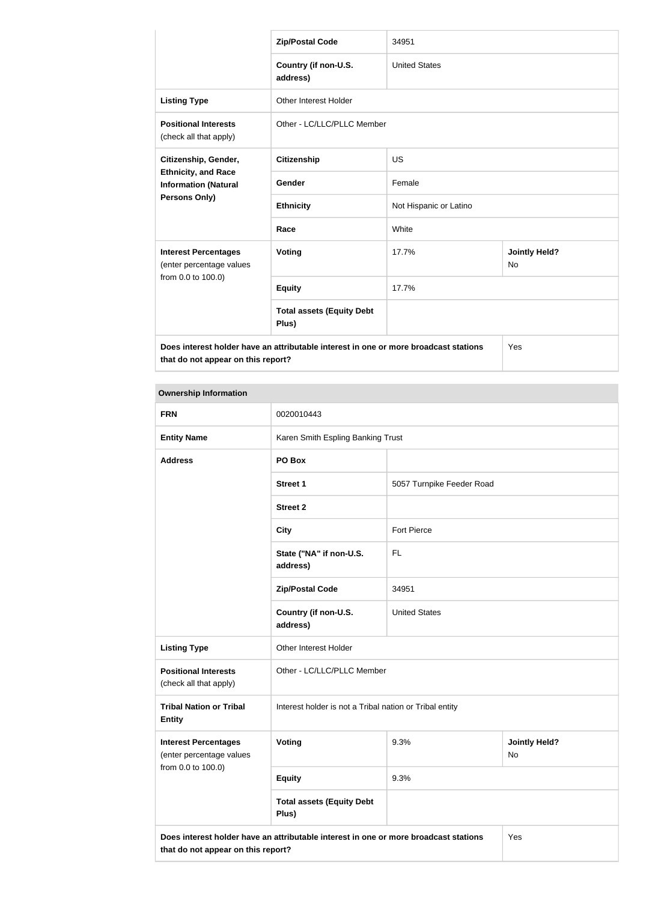| | | | |
|---|---|---|---|
| | **Zip/Postal Code** | 34951 | |
| | **Country (if non-U.S. address)** | United States | |
| **Listing Type** | Other Interest Holder | | |
| **Positional Interests** (check all that apply) | Other - LC/LLC/PLLC Member | | |
| **Citizenship, Gender, Ethnicity, and Race Information (Natural Persons Only)** | **Citizenship** | US | |
| | **Gender** | Female | |
| | **Ethnicity** | Not Hispanic or Latino | |
| | **Race** | White | |
| **Interest Percentages** (enter percentage values from 0.0 to 100.0) | **Voting** | 17.7% | **Jointly Held?** No |
| | **Equity** | 17.7% | |
| | **Total assets (Equity Debt Plus)** | | |
| **Does interest holder have an attributable interest in one or more broadcast stations that do not appear on this report?** | | | Yes |

| **Ownership Information** | | | |
|---|---|---|---|
| **FRN** | 0020010443 | | |
| **Entity Name** | Karen Smith Espling Banking Trust | | |
| **Address** | **PO Box** | | |
| | **Street 1** | 5057 Turnpike Feeder Road | |
| | **Street 2** | | |
| | **City** | Fort Pierce | |
| | **State ("NA" if non-U.S. address)** | FL | |
| | **Zip/Postal Code** | 34951 | |
| | **Country (if non-U.S. address)** | United States | |
| **Listing Type** | Other Interest Holder | | |
| **Positional Interests** (check all that apply) | Other - LC/LLC/PLLC Member | | |
| **Tribal Nation or Tribal Entity** | Interest holder is not a Tribal nation or Tribal entity | | |
| **Interest Percentages** (enter percentage values from 0.0 to 100.0) | **Voting** | 9.3% | **Jointly Held?** No |
| | **Equity** | 9.3% | |
| | **Total assets (Equity Debt Plus)** | | |
| **Does interest holder have an attributable interest in one or more broadcast stations that do not appear on this report?** | | | Yes |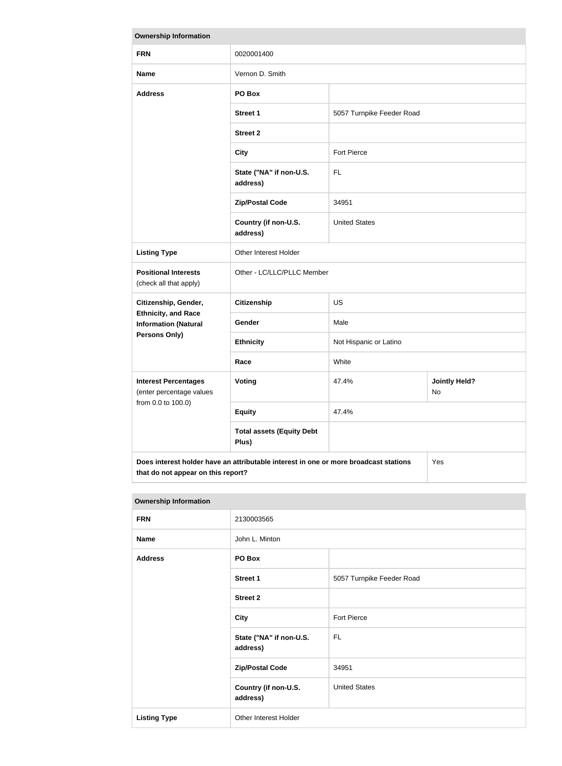| Ownership Information | | | |
|---|---|---|---|
| **FRN** | 0020001400 | | |
| **Name** | Vernon D. Smith | | |
| **Address** | **PO Box** | | |
| | **Street 1** | 5057 Turnpike Feeder Road | |
| | **Street 2** | | |
| | **City** | Fort Pierce | |
| | **State ("NA" if non-U.S. address)** | FL | |
| | **Zip/Postal Code** | 34951 | |
| | **Country (if non-U.S. address)** | United States | |
| **Listing Type** | Other Interest Holder | | |
| **Positional Interests** (check all that apply) | Other - LC/LLC/PLLC Member | | |
| **Citizenship, Gender, Ethnicity, and Race Information (Natural Persons Only)** | **Citizenship** | US | |
| | **Gender** | Male | |
| | **Ethnicity** | Not Hispanic or Latino | |
| | **Race** | White | |
| **Interest Percentages** (enter percentage values from 0.0 to 100.0) | **Voting** | 47.4% | **Jointly Held?** No |
| | **Equity** | 47.4% | |
| | **Total assets (Equity Debt Plus)** | | |
| **Does interest holder have an attributable interest in one or more broadcast stations that do not appear on this report?** | | | Yes |

| Ownership Information | | |
|---|---|---|
| **FRN** | 2130003565 | |
| **Name** | John L. Minton | |
| **Address** | **PO Box** | |
| | **Street 1** | 5057 Turnpike Feeder Road |
| | **Street 2** | |
| | **City** | Fort Pierce |
| | **State ("NA" if non-U.S. address)** | FL |
| | **Zip/Postal Code** | 34951 |
| | **Country (if non-U.S. address)** | United States |
| **Listing Type** | Other Interest Holder | |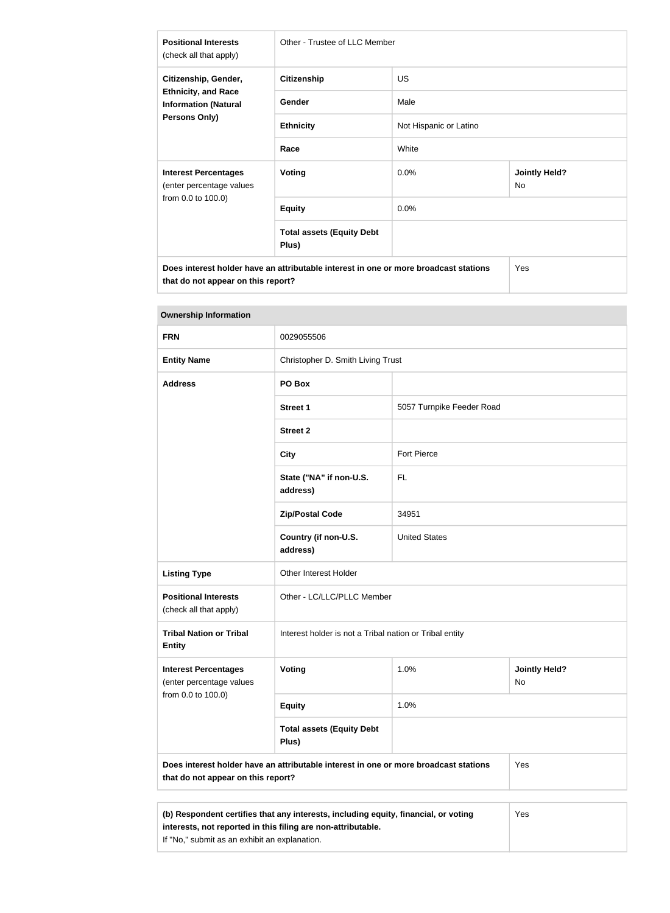| | | | |
|---|---|---|---|
| **Positional Interests** (check all that apply) | Other - Trustee of LLC Member | | |
| **Citizenship, Gender, Ethnicity, and Race Information (Natural Persons Only)** | **Citizenship** | US | |
| | **Gender** | Male | |
| | **Ethnicity** | Not Hispanic or Latino | |
| | **Race** | White | |
| **Interest Percentages** (enter percentage values from 0.0 to 100.0) | **Voting** | 0.0% | **Jointly Held?** No |
| | **Equity** | 0.0% | |
| | **Total assets (Equity Debt Plus)** | | |
| **Does interest holder have an attributable interest in one or more broadcast stations that do not appear on this report?** | | | Yes |

**Ownership Information**

| | | | |
|---|---|---|---|
| **FRN** | 0029055506 | | |
| **Entity Name** | Christopher D. Smith Living Trust | | |
| **Address** | **PO Box** | | |
| | **Street 1** | 5057 Turnpike Feeder Road | |
| | **Street 2** | | |
| | **City** | Fort Pierce | |
| | **State ("NA" if non-U.S. address)** | FL | |
| | **Zip/Postal Code** | 34951 | |
| | **Country (if non-U.S. address)** | United States | |
| **Listing Type** | Other Interest Holder | | |
| **Positional Interests** (check all that apply) | Other - LC/LLC/PLLC Member | | |
| **Tribal Nation or Tribal Entity** | Interest holder is not a Tribal nation or Tribal entity | | |
| **Interest Percentages** (enter percentage values from 0.0 to 100.0) | **Voting** | 1.0% | **Jointly Held?** No |
| | **Equity** | 1.0% | |
| | **Total assets (Equity Debt Plus)** | | |
| **Does interest holder have an attributable interest in one or more broadcast stations that do not appear on this report?** | | | Yes |

| | |
|---|---|
| **(b) Respondent certifies that any interests, including equity, financial, or voting interests, not reported in this filing are non-attributable.** If "No," submit as an exhibit an explanation. | Yes |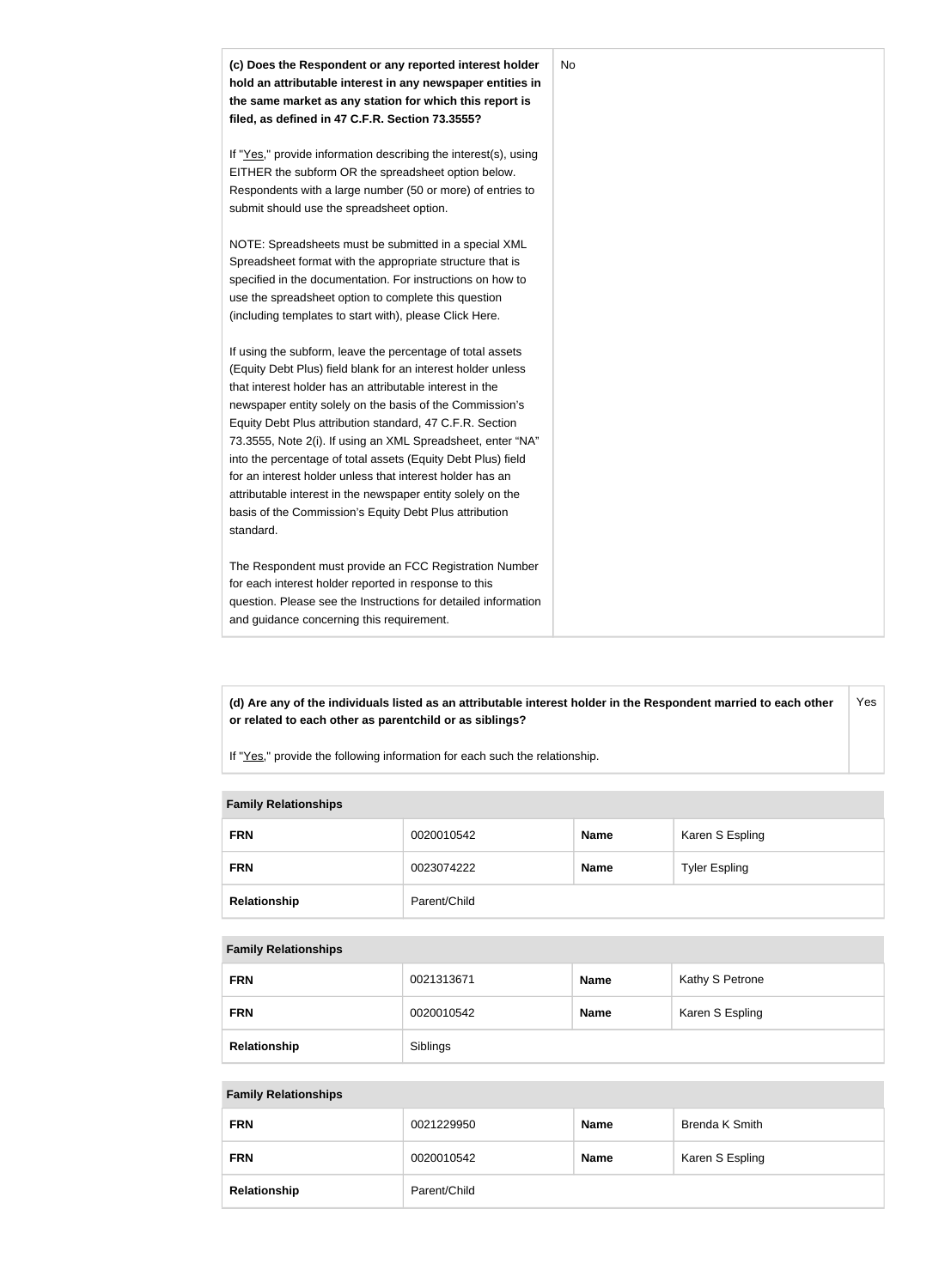| | |
|---|---|
| **(c) Does the Respondent or any reported interest holder hold an attributable interest in any newspaper entities in the same market as any station for which this report is filed, as defined in 47 C.F.R. Section 73.3555?**<br><br>If "Yes," provide information describing the interest(s), using EITHER the subform OR the spreadsheet option below. Respondents with a large number (50 or more) of entries to submit should use the spreadsheet option.<br><br>NOTE: Spreadsheets must be submitted in a special XML Spreadsheet format with the appropriate structure that is specified in the documentation. For instructions on how to use the spreadsheet option to complete this question (including templates to start with), please Click Here.<br><br>If using the subform, leave the percentage of total assets (Equity Debt Plus) field blank for an interest holder unless that interest holder has an attributable interest in the newspaper entity solely on the basis of the Commission's Equity Debt Plus attribution standard, 47 C.F.R. Section 73.3555, Note 2(i). If using an XML Spreadsheet, enter "NA" into the percentage of total assets (Equity Debt Plus) field for an interest holder unless that interest holder has an attributable interest in the newspaper entity solely on the basis of the Commission's Equity Debt Plus attribution standard.<br><br>The Respondent must provide an FCC Registration Number for each interest holder reported in response to this question. Please see the Instructions for detailed information and guidance concerning this requirement. | No |

| | |
|---|---|
| **(d) Are any of the individuals listed as an attributable interest holder in the Respondent married to each other or related to each other as parentchild or as siblings?**<br><br>If "Yes," provide the following information for each such the relationship. | Yes |

| Family Relationships | | | |
|---|---|---|---|
| **FRN** | 0020010542 | **Name** | Karen S Espling |
| **FRN** | 0023074222 | **Name** | Tyler Espling |
| **Relationship** | Parent/Child | | |

| Family Relationships | | | |
|---|---|---|---|
| **FRN** | 0021313671 | **Name** | Kathy S Petrone |
| **FRN** | 0020010542 | **Name** | Karen S Espling |
| **Relationship** | Siblings | | |

| Family Relationships | | | |
|---|---|---|---|
| **FRN** | 0021229950 | **Name** | Brenda K Smith |
| **FRN** | 0020010542 | **Name** | Karen S Espling |
| **Relationship** | Parent/Child | | |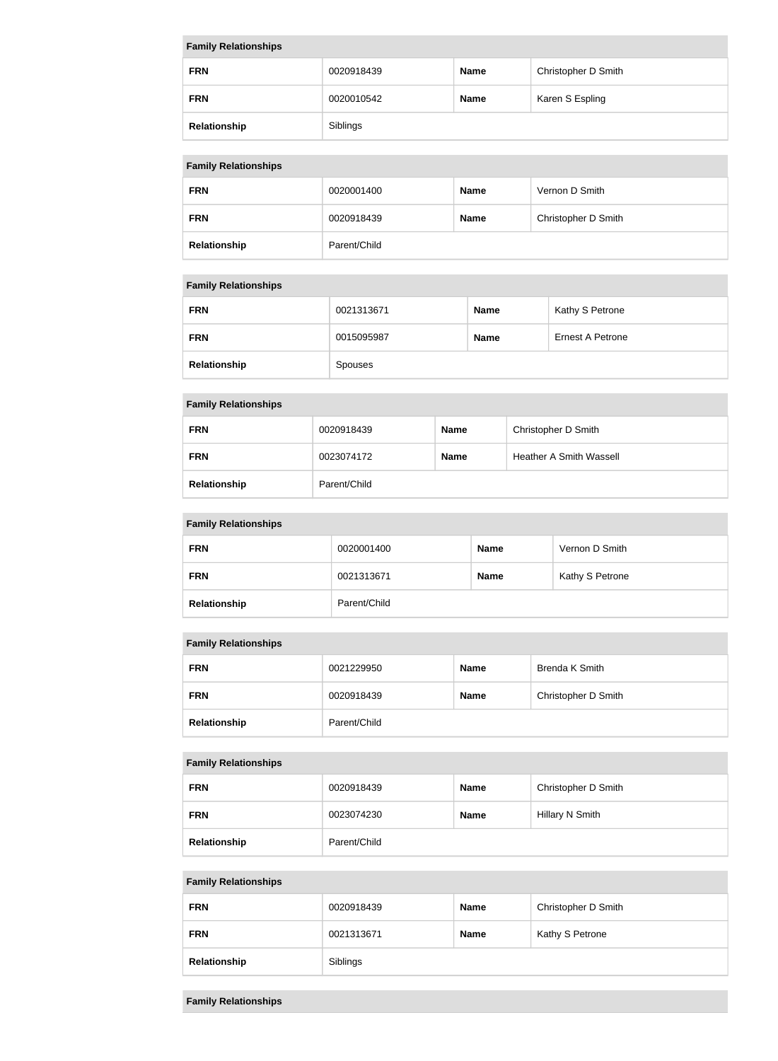| Family Relationships | | | |
|---|---|---|---|
| **FRN** | 0020918439 | **Name** | Christopher D Smith |
| **FRN** | 0020010542 | **Name** | Karen S Espling |
| **Relationship** | Siblings | | |

| Family Relationships | | | |
|---|---|---|---|
| **FRN** | 0020001400 | **Name** | Vernon D Smith |
| **FRN** | 0020918439 | **Name** | Christopher D Smith |
| **Relationship** | Parent/Child | | |

| Family Relationships | | | |
|---|---|---|---|
| **FRN** | 0021313671 | **Name** | Kathy S Petrone |
| **FRN** | 0015095987 | **Name** | Ernest A Petrone |
| **Relationship** | Spouses | | |

| Family Relationships | | | |
|---|---|---|---|
| **FRN** | 0020918439 | **Name** | Christopher D Smith |
| **FRN** | 0023074172 | **Name** | Heather A Smith Wassell |
| **Relationship** | Parent/Child | | |

| Family Relationships | | | |
|---|---|---|---|
| **FRN** | 0020001400 | **Name** | Vernon D Smith |
| **FRN** | 0021313671 | **Name** | Kathy S Petrone |
| **Relationship** | Parent/Child | | |

| Family Relationships | | | |
|---|---|---|---|
| **FRN** | 0021229950 | **Name** | Brenda K Smith |
| **FRN** | 0020918439 | **Name** | Christopher D Smith |
| **Relationship** | Parent/Child | | |

| Family Relationships | | | |
|---|---|---|---|
| **FRN** | 0020918439 | **Name** | Christopher D Smith |
| **FRN** | 0023074230 | **Name** | Hillary N Smith |
| **Relationship** | Parent/Child | | |

| Family Relationships | | | |
|---|---|---|---|
| **FRN** | 0020918439 | **Name** | Christopher D Smith |
| **FRN** | 0021313671 | **Name** | Kathy S Petrone |
| **Relationship** | Siblings | | |

| Family Relationships |
|---|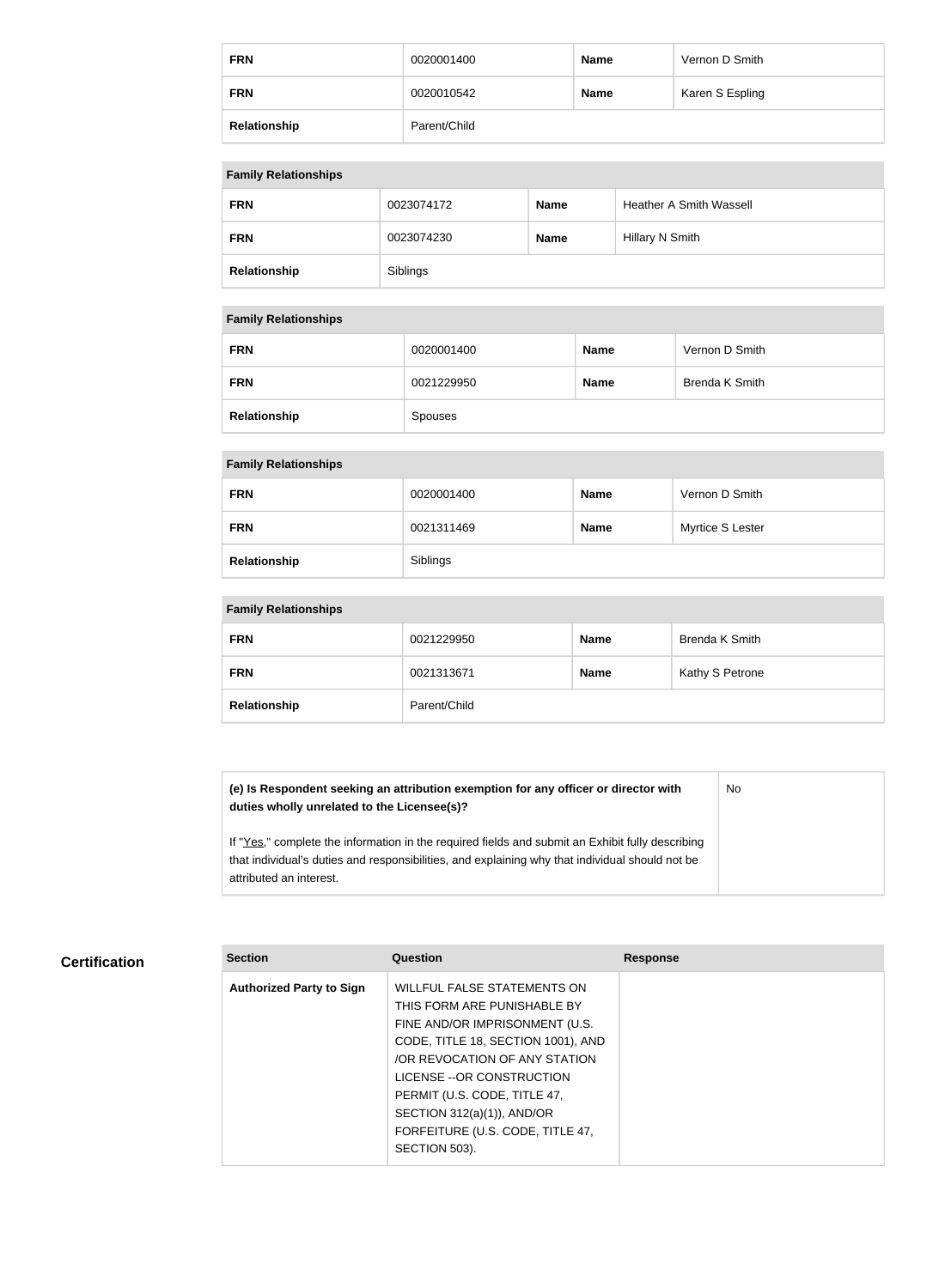| FRN | 0020001400 | Name | Vernon D Smith |
|---|---|---|---|
| FRN | 0020010542 | Name | Karen S Espling |
| Relationship | Parent/Child | | |

| Family Relationships | | | |
|---|---|---|---|
| FRN | 0023074172 | Name | Heather A Smith Wassell |
| FRN | 0023074230 | Name | Hillary N Smith |
| Relationship | Siblings | | |

| Family Relationships | | | |
|---|---|---|---|
| FRN | 0020001400 | Name | Vernon D Smith |
| FRN | 0021229950 | Name | Brenda K Smith |
| Relationship | Spouses | | |

| Family Relationships | | | |
|---|---|---|---|
| FRN | 0020001400 | Name | Vernon D Smith |
| FRN | 0021311469 | Name | Myrtice S Lester |
| Relationship | Siblings | | |

| Family Relationships | | | |
|---|---|---|---|
| FRN | 0021229950 | Name | Brenda K Smith |
| FRN | 0021313671 | Name | Kathy S Petrone |
| Relationship | Parent/Child | | |

| **(e) Is Respondent seeking an attribution exemption for any officer or director with duties wholly unrelated to the Licensee(s)?**<br><br>If "Yes," complete the information in the required fields and submit an Exhibit fully describing that individual's duties and responsibilities, and explaining why that individual should not be attributed an interest. | No |
|---|---|

## Certification

| Section | Question | Response |
|---|---|---|
| **Authorized Party to Sign** | WILLFUL FALSE STATEMENTS ON THIS FORM ARE PUNISHABLE BY FINE AND/OR IMPRISONMENT (U.S. CODE, TITLE 18, SECTION 1001), AND /OR REVOCATION OF ANY STATION LICENSE --OR CONSTRUCTION PERMIT (U.S. CODE, TITLE 47, SECTION 312(a)(1)), AND/OR FORFEITURE (U.S. CODE, TITLE 47, SECTION 503). | |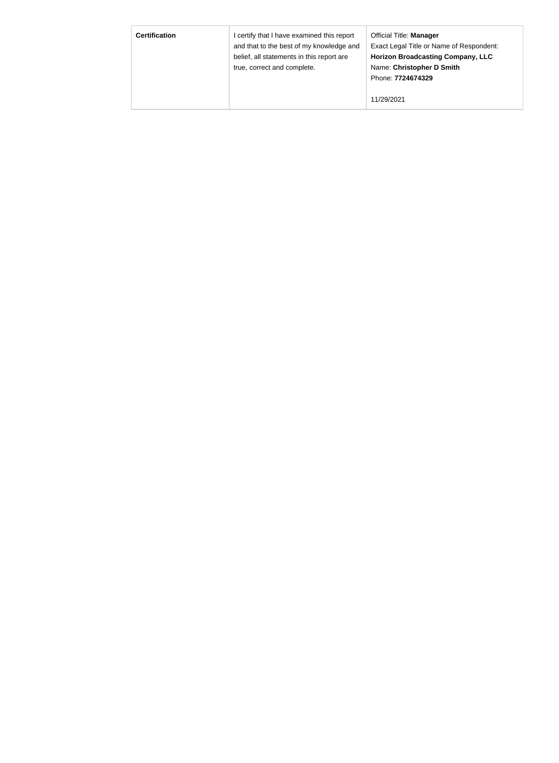| | | |
|---|---|---|
| **Certification** | I certify that I have examined this report and that to the best of my knowledge and belief, all statements in this report are true, correct and complete. | Official Title: **Manager**<br>Exact Legal Title or Name of Respondent: **Horizon Broadcasting Company, LLC**<br>Name: **Christopher D Smith**<br>Phone: **7724674329**<br><br>11/29/2021 |